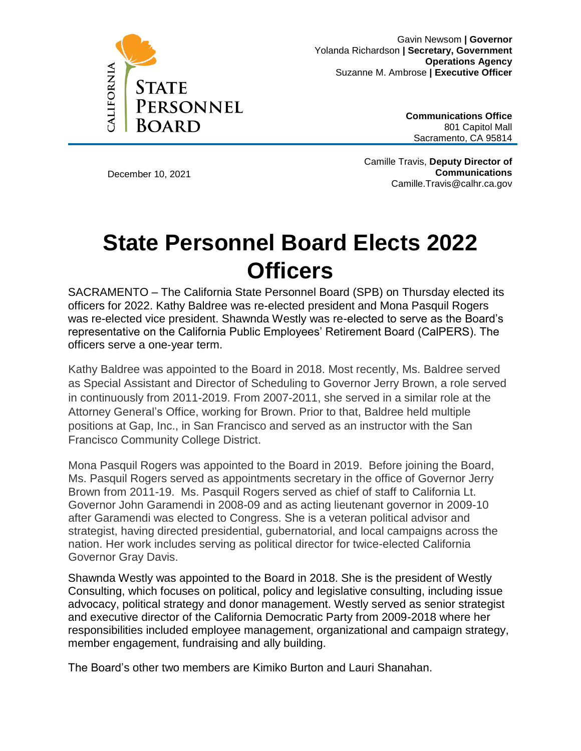CALIFORNIA STATE PERSONNEL BOARD

Gavin Newsom **| Governor**
Yolanda Richardson **| Secretary, Government Operations Agency**
Suzanne M. Ambrose **| Executive Officer**

**Communications Office**
801 Capitol Mall
Sacramento, CA 95814

December 10, 2021

Camille Travis, **Deputy Director of Communications**
Camille.Travis@calhr.ca.gov

# State Personnel Board Elects 2022 Officers

SACRAMENTO – The California State Personnel Board (SPB) on Thursday elected its officers for 2022. Kathy Baldree was re-elected president and Mona Pasquil Rogers was re-elected vice president. Shawnda Westly was re-elected to serve as the Board's representative on the California Public Employees' Retirement Board (CalPERS). The officers serve a one-year term.

Kathy Baldree was appointed to the Board in 2018. Most recently, Ms. Baldree served as Special Assistant and Director of Scheduling to Governor Jerry Brown, a role served in continuously from 2011-2019. From 2007-2011, she served in a similar role at the Attorney General's Office, working for Brown. Prior to that, Baldree held multiple positions at Gap, Inc., in San Francisco and served as an instructor with the San Francisco Community College District.

Mona Pasquil Rogers was appointed to the Board in 2019. Before joining the Board, Ms. Pasquil Rogers served as appointments secretary in the office of Governor Jerry Brown from 2011-19. Ms. Pasquil Rogers served as chief of staff to California Lt. Governor John Garamendi in 2008-09 and as acting lieutenant governor in 2009-10 after Garamendi was elected to Congress. She is a veteran political advisor and strategist, having directed presidential, gubernatorial, and local campaigns across the nation. Her work includes serving as political director for twice-elected California Governor Gray Davis.

Shawnda Westly was appointed to the Board in 2018. She is the president of Westly Consulting, which focuses on political, policy and legislative consulting, including issue advocacy, political strategy and donor management. Westly served as senior strategist and executive director of the California Democratic Party from 2009-2018 where her responsibilities included employee management, organizational and campaign strategy, member engagement, fundraising and ally building.

The Board's other two members are Kimiko Burton and Lauri Shanahan.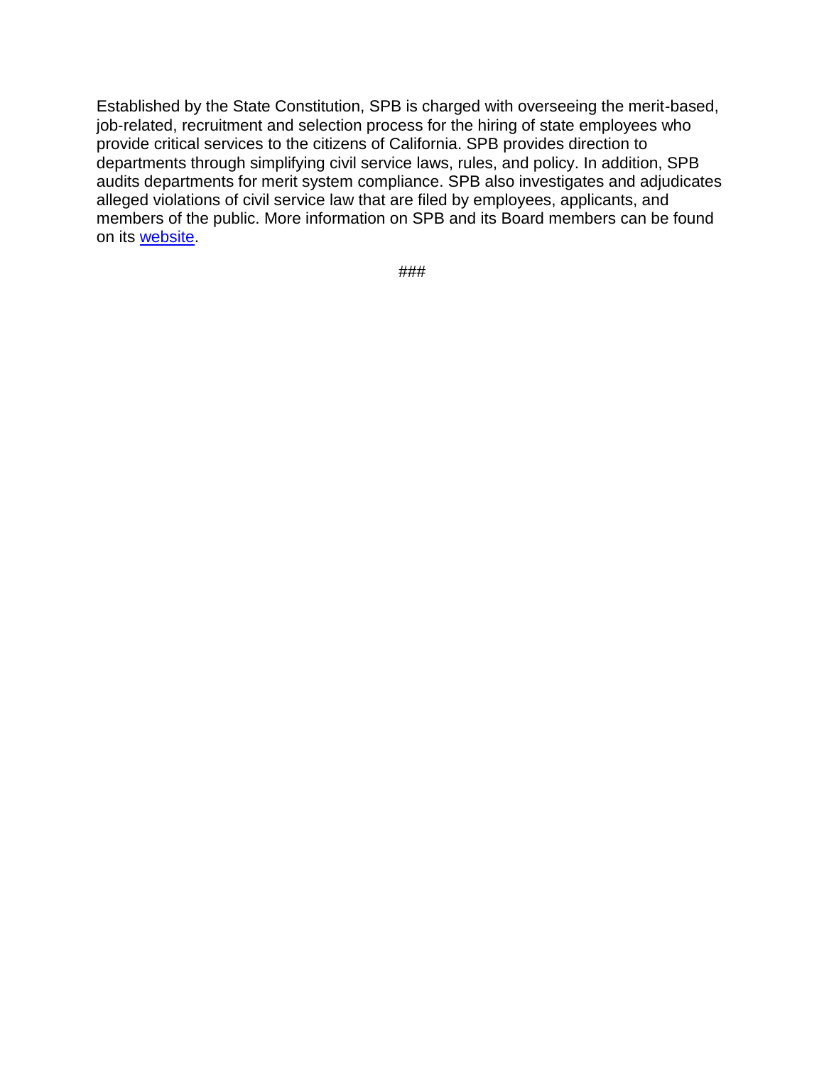Established by the State Constitution, SPB is charged with overseeing the merit-based, job-related, recruitment and selection process for the hiring of state employees who provide critical services to the citizens of California. SPB provides direction to departments through simplifying civil service laws, rules, and policy. In addition, SPB audits departments for merit system compliance. SPB also investigates and adjudicates alleged violations of civil service law that are filed by employees, applicants, and members of the public. More information on SPB and its Board members can be found on its website.

###